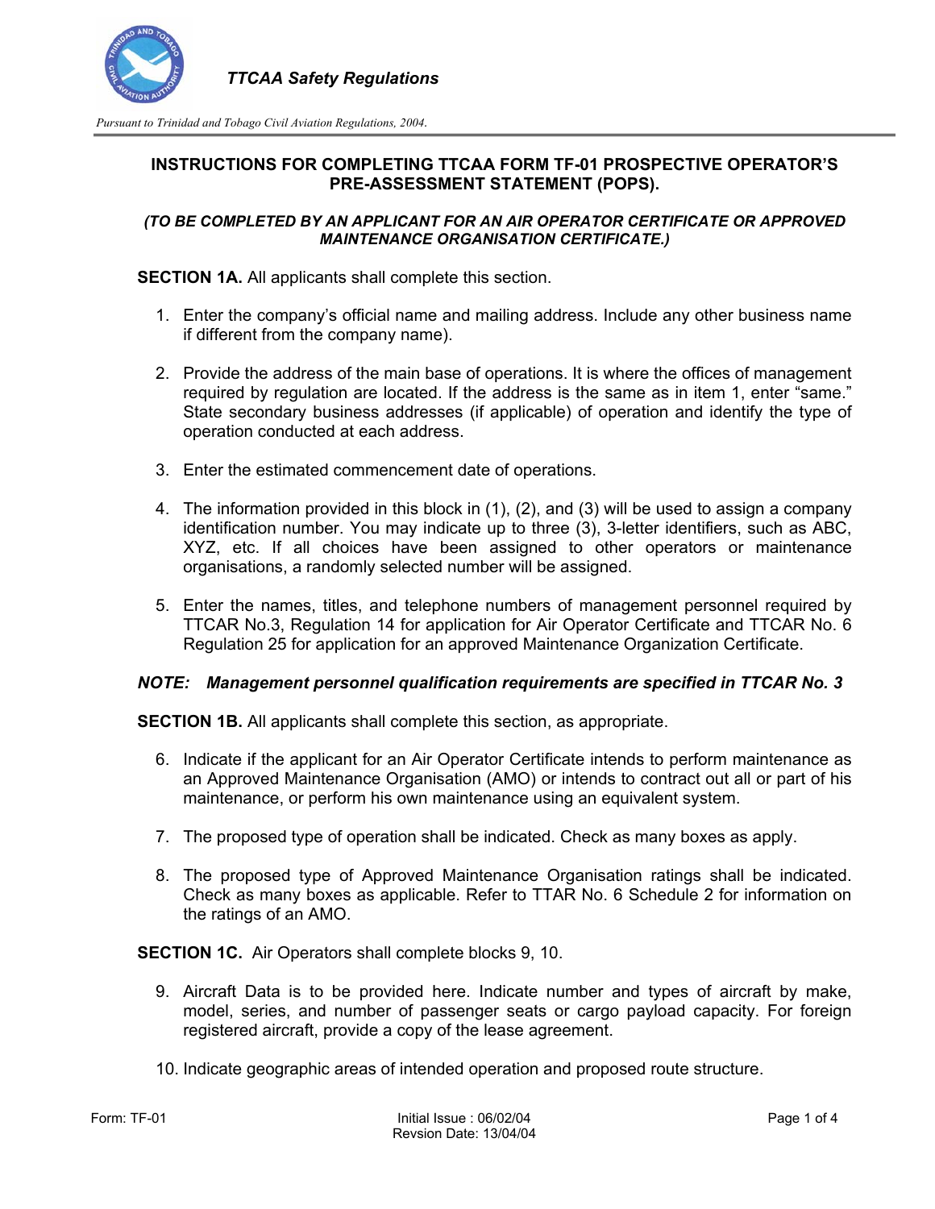## INSTRUCTIONS FOR COMPLETING TTCAA FORM TF-01 PROSPECTIVE OPERATOR'S PRE-ASSESSMENT STATEMENT (POPS).

***(TO BE COMPLETED BY AN APPLICANT FOR AN AIR OPERATOR CERTIFICATE OR APPROVED MAINTENANCE ORGANISATION CERTIFICATE.)***

**SECTION 1A.** All applicants shall complete this section.

1. Enter the company's official name and mailing address. Include any other business name if different from the company name).
2. Provide the address of the main base of operations. It is where the offices of management required by regulation are located. If the address is the same as in item 1, enter "same." State secondary business addresses (if applicable) of operation and identify the type of operation conducted at each address.
3. Enter the estimated commencement date of operations.
4. The information provided in this block in (1), (2), and (3) will be used to assign a company identification number. You may indicate up to three (3), 3-letter identifiers, such as ABC, XYZ, etc. If all choices have been assigned to other operators or maintenance organisations, a randomly selected number will be assigned.
5. Enter the names, titles, and telephone numbers of management personnel required by TTCAR No.3, Regulation 14 for application for Air Operator Certificate and TTCAR No. 6 Regulation 25 for application for an approved Maintenance Organization Certificate.

***NOTE: Management personnel qualification requirements are specified in TTCAR No. 3***

**SECTION 1B.** All applicants shall complete this section, as appropriate.

6. Indicate if the applicant for an Air Operator Certificate intends to perform maintenance as an Approved Maintenance Organisation (AMO) or intends to contract out all or part of his maintenance, or perform his own maintenance using an equivalent system.
7. The proposed type of operation shall be indicated. Check as many boxes as apply.
8. The proposed type of Approved Maintenance Organisation ratings shall be indicated. Check as many boxes as applicable. Refer to TTAR No. 6 Schedule 2 for information on the ratings of an AMO.

**SECTION 1C.** Air Operators shall complete blocks 9, 10.

9. Aircraft Data is to be provided here. Indicate number and types of aircraft by make, model, series, and number of passenger seats or cargo payload capacity. For foreign registered aircraft, provide a copy of the lease agreement.
10. Indicate geographic areas of intended operation and proposed route structure.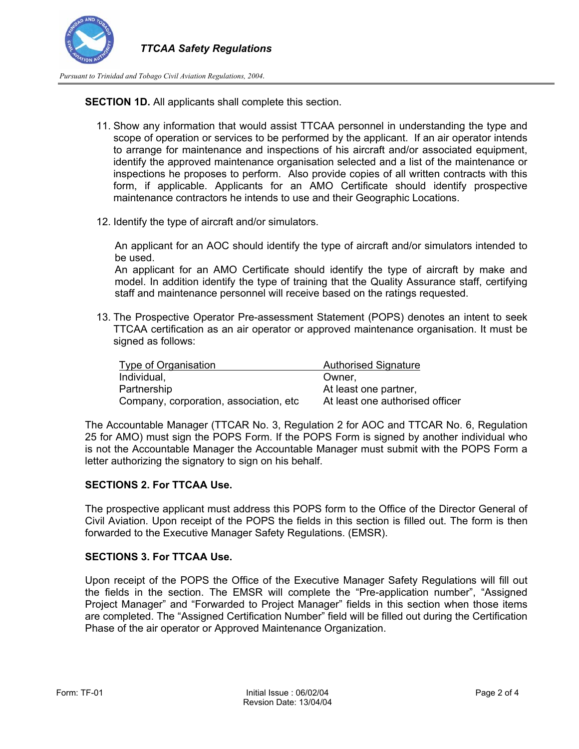**SECTION 1D.** All applicants shall complete this section.

11. Show any information that would assist TTCAA personnel in understanding the type and scope of operation or services to be performed by the applicant. If an air operator intends to arrange for maintenance and inspections of his aircraft and/or associated equipment, identify the approved maintenance organisation selected and a list of the maintenance or inspections he proposes to perform. Also provide copies of all written contracts with this form, if applicable. Applicants for an AMO Certificate should identify prospective maintenance contractors he intends to use and their Geographic Locations.

12. Identify the type of aircraft and/or simulators.

    An applicant for an AOC should identify the type of aircraft and/or simulators intended to be used.
    An applicant for an AMO Certificate should identify the type of aircraft by make and model. In addition identify the type of training that the Quality Assurance staff, certifying staff and maintenance personnel will receive based on the ratings requested.

13. The Prospective Operator Pre-assessment Statement (POPS) denotes an intent to seek TTCAA certification as an air operator or approved maintenance organisation. It must be signed as follows:

| Type of Organisation | Authorised Signature |
|---|---|
| Individual, | Owner, |
| Partnership | At least one partner, |
| Company, corporation, association, etc | At least one authorised officer |

The Accountable Manager (TTCAR No. 3, Regulation 2 for AOC and TTCAR No. 6, Regulation 25 for AMO) must sign the POPS Form. If the POPS Form is signed by another individual who is not the Accountable Manager the Accountable Manager must submit with the POPS Form a letter authorizing the signatory to sign on his behalf.

**SECTIONS 2. For TTCAA Use.**

The prospective applicant must address this POPS form to the Office of the Director General of Civil Aviation. Upon receipt of the POPS the fields in this section is filled out. The form is then forwarded to the Executive Manager Safety Regulations. (EMSR).

**SECTIONS 3. For TTCAA Use.**

Upon receipt of the POPS the Office of the Executive Manager Safety Regulations will fill out the fields in the section. The EMSR will complete the "Pre-application number", "Assigned Project Manager" and "Forwarded to Project Manager" fields in this section when those items are completed. The "Assigned Certification Number" field will be filled out during the Certification Phase of the air operator or Approved Maintenance Organization.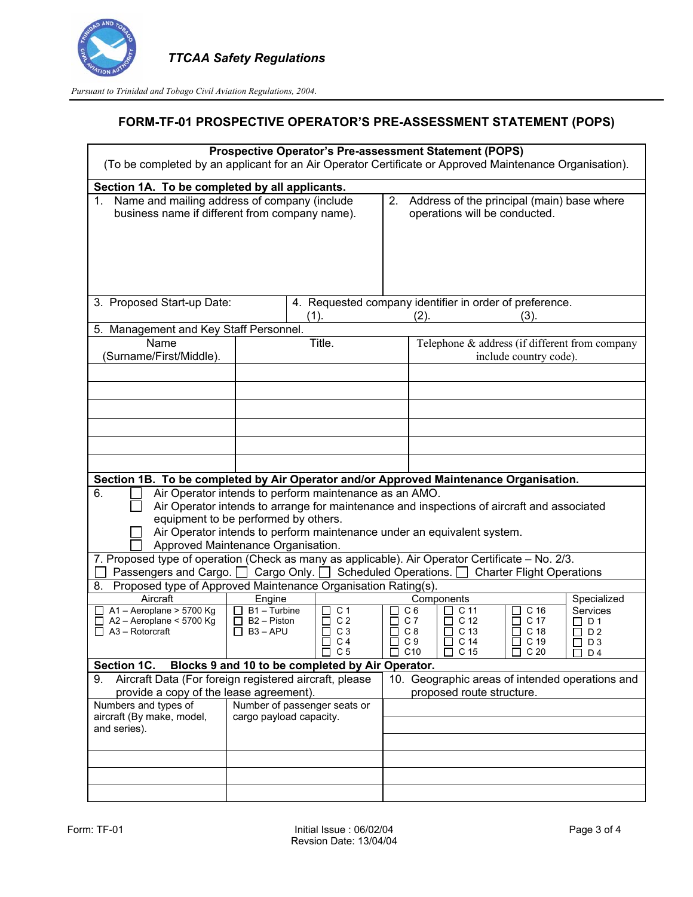*TTCAA Safety Regulations*

*Pursuant to Trinidad and Tobago Civil Aviation Regulations, 2004.*

## FORM-TF-01 PROSPECTIVE OPERATOR'S PRE-ASSESSMENT STATEMENT (POPS)

**Prospective Operator's Pre-assessment Statement (POPS)**

(To be completed by an applicant for an Air Operator Certificate or Approved Maintenance Organisation).

**Section 1A. To be completed by all applicants.**

| 1. Name and mailing address of company (include business name if different from company name). | 2. Address of the principal (main) base where operations will be conducted. |
|---|---|
| | |

| 3. Proposed Start-up Date: | 4. Requested company identifier in order of preference. (1). (2). (3). |
|---|---|

5. Management and Key Staff Personnel.

| Name (Surname/First/Middle). | Title. | Telephone & address (if different from company include country code). |
|---|---|---|
| | | |
| | | |
| | | |
| | | |
| | | |
| | | |

**Section 1B. To be completed by Air Operator and/or Approved Maintenance Organisation.**

6.
- ☐ Air Operator intends to perform maintenance as an AMO.
- ☐ Air Operator intends to arrange for maintenance and inspections of aircraft and associated equipment to be performed by others.
- ☐ Air Operator intends to perform maintenance under an equivalent system.
- ☐ Approved Maintenance Organisation.

7. Proposed type of operation (Check as many as applicable). Air Operator Certificate – No. 2/3.
☐ Passengers and Cargo. ☐ Cargo Only. ☐ Scheduled Operations. ☐ Charter Flight Operations

8. Proposed type of Approved Maintenance Organisation Rating(s).

| Aircraft | Engine | Components | | | | Specialized Services |
|---|---|---|---|---|---|---|
| ☐ A1 – Aeroplane > 5700 Kg | ☐ B1 – Turbine | ☐ C 1 | ☐ C 6 | ☐ C 11 | ☐ C 16 | ☐ D 1 |
| ☐ A2 – Aeroplane < 5700 Kg | ☐ B2 – Piston | ☐ C 2 | ☐ C 7 | ☐ C 12 | ☐ C 17 | ☐ D 2 |
| ☐ A3 – Rotorcraft | ☐ B3 – APU | ☐ C 3 | ☐ C 8 | ☐ C 13 | ☐ C 18 | ☐ D 3 |
| | | ☐ C 4 | ☐ C 9 | ☐ C 14 | ☐ C 19 | ☐ D 4 |
| | | ☐ C 5 | ☐ C10 | ☐ C 15 | ☐ C 20 | |

**Section 1C. Blocks 9 and 10 to be completed by Air Operator.**

| 9. Aircraft Data (For foreign registered aircraft, please provide a copy of the lease agreement). | | 10. Geographic areas of intended operations and proposed route structure. |
|---|---|---|
| Numbers and types of aircraft (By make, model, and series). | Number of passenger seats or cargo payload capacity. | |
| | | |
| | | |
| | | |
| | | |

Form: TF-01 Initial Issue : 06/02/04 Revsion Date: 13/04/04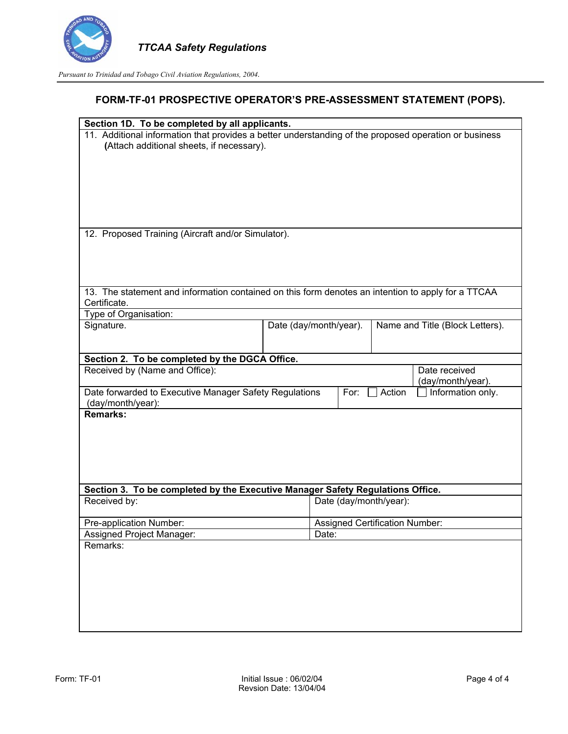## FORM-TF-01 PROSPECTIVE OPERATOR'S PRE-ASSESSMENT STATEMENT (POPS).

| | | |
|---|---|---|
| **Section 1D. To be completed by all applicants.** | | |
| 11. Additional information that provides a better understanding of the proposed operation or business (Attach additional sheets, if necessary). | | |
| 12. Proposed Training (Aircraft and/or Simulator). | | |
| 13. The statement and information contained on this form denotes an intention to apply for a TTCAA Certificate. | | |
| Type of Organisation: | | |
| Signature. | Date (day/month/year). | Name and Title (Block Letters). |

| | | |
|---|---|---|
| **Section 2. To be completed by the DGCA Office.** | | |
| Received by (Name and Office): | | Date received (day/month/year). |
| Date forwarded to Executive Manager Safety Regulations (day/month/year): | For: ☐ Action | ☐ Information only. |
| **Remarks:** | | |

| | |
|---|---|
| **Section 3. To be completed by the Executive Manager Safety Regulations Office.** | |
| Received by: | Date (day/month/year): |
| Pre-application Number: | Assigned Certification Number: |
| Assigned Project Manager: | Date: |
| Remarks: | |

Form: TF-01

Initial Issue : 06/02/04
Revsion Date: 13/04/04